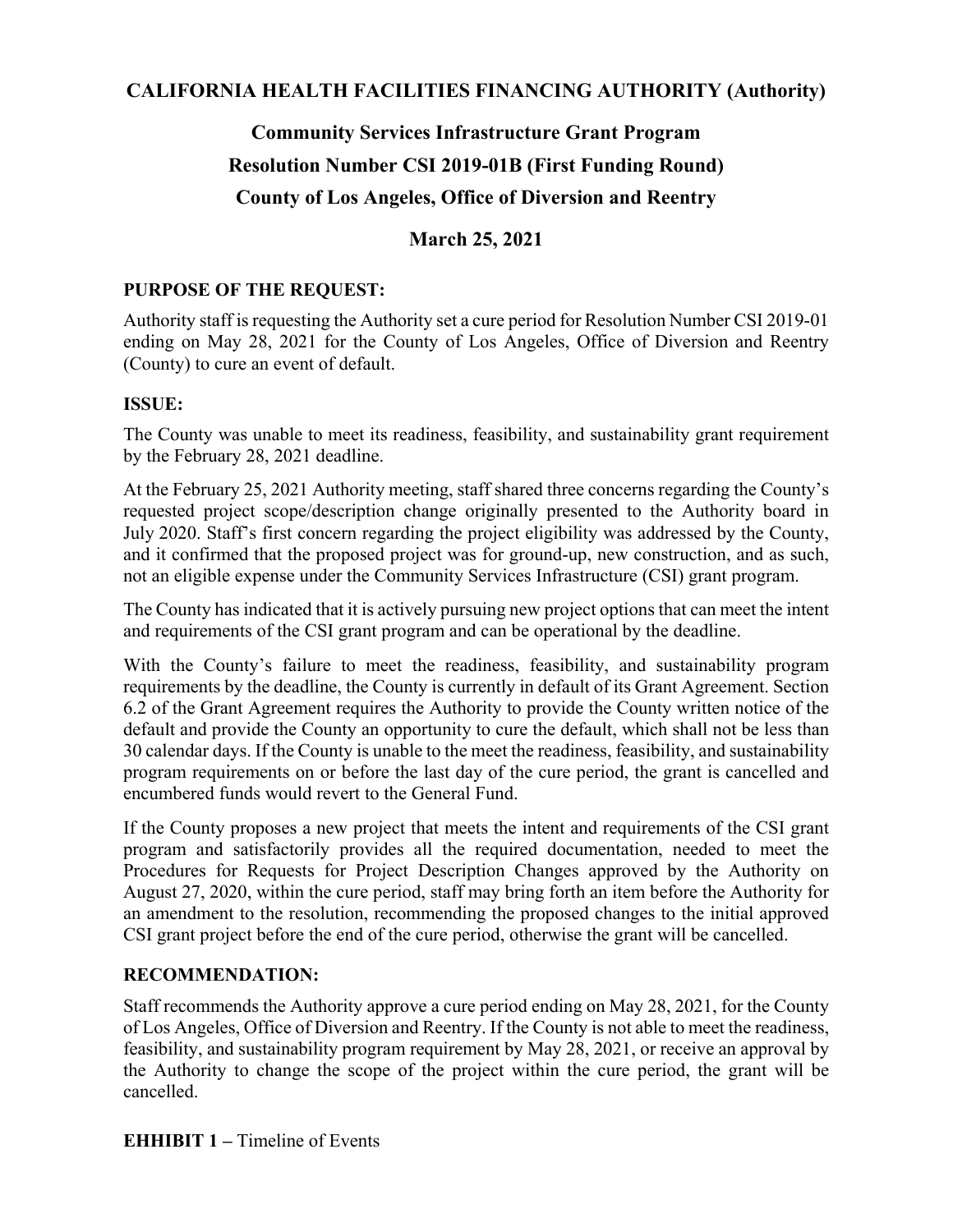# CALIFORNIA HEALTH FACILITIES FINANCING AUTHORITY (Authority)

## Community Services Infrastructure Grant Program
## Resolution Number CSI 2019-01B (First Funding Round)
## County of Los Angeles, Office of Diversion and Reentry

### March 25, 2021

**PURPOSE OF THE REQUEST:**

Authority staff is requesting the Authority set a cure period for Resolution Number CSI 2019-01 ending on May 28, 2021 for the County of Los Angeles, Office of Diversion and Reentry (County) to cure an event of default.

**ISSUE:**

The County was unable to meet its readiness, feasibility, and sustainability grant requirement by the February 28, 2021 deadline.

At the February 25, 2021 Authority meeting, staff shared three concerns regarding the County's requested project scope/description change originally presented to the Authority board in July 2020. Staff's first concern regarding the project eligibility was addressed by the County, and it confirmed that the proposed project was for ground-up, new construction, and as such, not an eligible expense under the Community Services Infrastructure (CSI) grant program.

The County has indicated that it is actively pursuing new project options that can meet the intent and requirements of the CSI grant program and can be operational by the deadline.

With the County's failure to meet the readiness, feasibility, and sustainability program requirements by the deadline, the County is currently in default of its Grant Agreement. Section 6.2 of the Grant Agreement requires the Authority to provide the County written notice of the default and provide the County an opportunity to cure the default, which shall not be less than 30 calendar days. If the County is unable to the meet the readiness, feasibility, and sustainability program requirements on or before the last day of the cure period, the grant is cancelled and encumbered funds would revert to the General Fund.

If the County proposes a new project that meets the intent and requirements of the CSI grant program and satisfactorily provides all the required documentation, needed to meet the Procedures for Requests for Project Description Changes approved by the Authority on August 27, 2020, within the cure period, staff may bring forth an item before the Authority for an amendment to the resolution, recommending the proposed changes to the initial approved CSI grant project before the end of the cure period, otherwise the grant will be cancelled.

**RECOMMENDATION:**

Staff recommends the Authority approve a cure period ending on May 28, 2021, for the County of Los Angeles, Office of Diversion and Reentry. If the County is not able to meet the readiness, feasibility, and sustainability program requirement by May 28, 2021, or receive an approval by the Authority to change the scope of the project within the cure period, the grant will be cancelled.

**EHHIBIT 1 –** Timeline of Events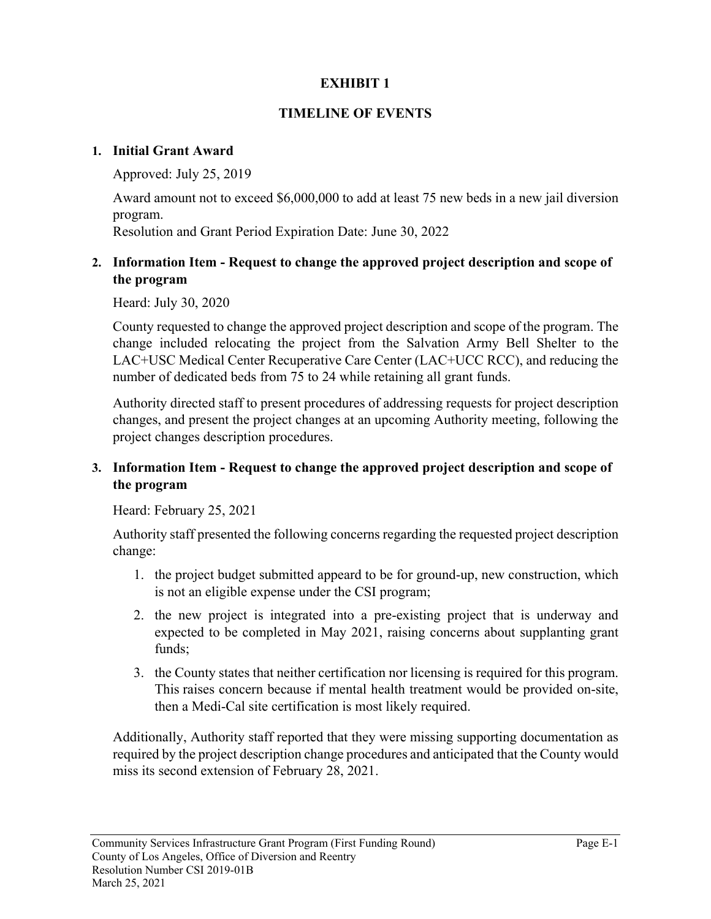# EXHIBIT 1

## TIMELINE OF EVENTS

1. **Initial Grant Award**

   Approved: July 25, 2019

   Award amount not to exceed $6,000,000 to add at least 75 new beds in a new jail diversion program.
   Resolution and Grant Period Expiration Date: June 30, 2022

2. **Information Item - Request to change the approved project description and scope of the program**

   Heard: July 30, 2020

   County requested to change the approved project description and scope of the program. The change included relocating the project from the Salvation Army Bell Shelter to the LAC+USC Medical Center Recuperative Care Center (LAC+UCC RCC), and reducing the number of dedicated beds from 75 to 24 while retaining all grant funds.

   Authority directed staff to present procedures of addressing requests for project description changes, and present the project changes at an upcoming Authority meeting, following the project changes description procedures.

3. **Information Item - Request to change the approved project description and scope of the program**

   Heard: February 25, 2021

   Authority staff presented the following concerns regarding the requested project description change:

   1. the project budget submitted appeard to be for ground-up, new construction, which is not an eligible expense under the CSI program;
   2. the new project is integrated into a pre-existing project that is underway and expected to be completed in May 2021, raising concerns about supplanting grant funds;
   3. the County states that neither certification nor licensing is required for this program. This raises concern because if mental health treatment would be provided on-site, then a Medi-Cal site certification is most likely required.

   Additionally, Authority staff reported that they were missing supporting documentation as required by the project description change procedures and anticipated that the County would miss its second extension of February 28, 2021.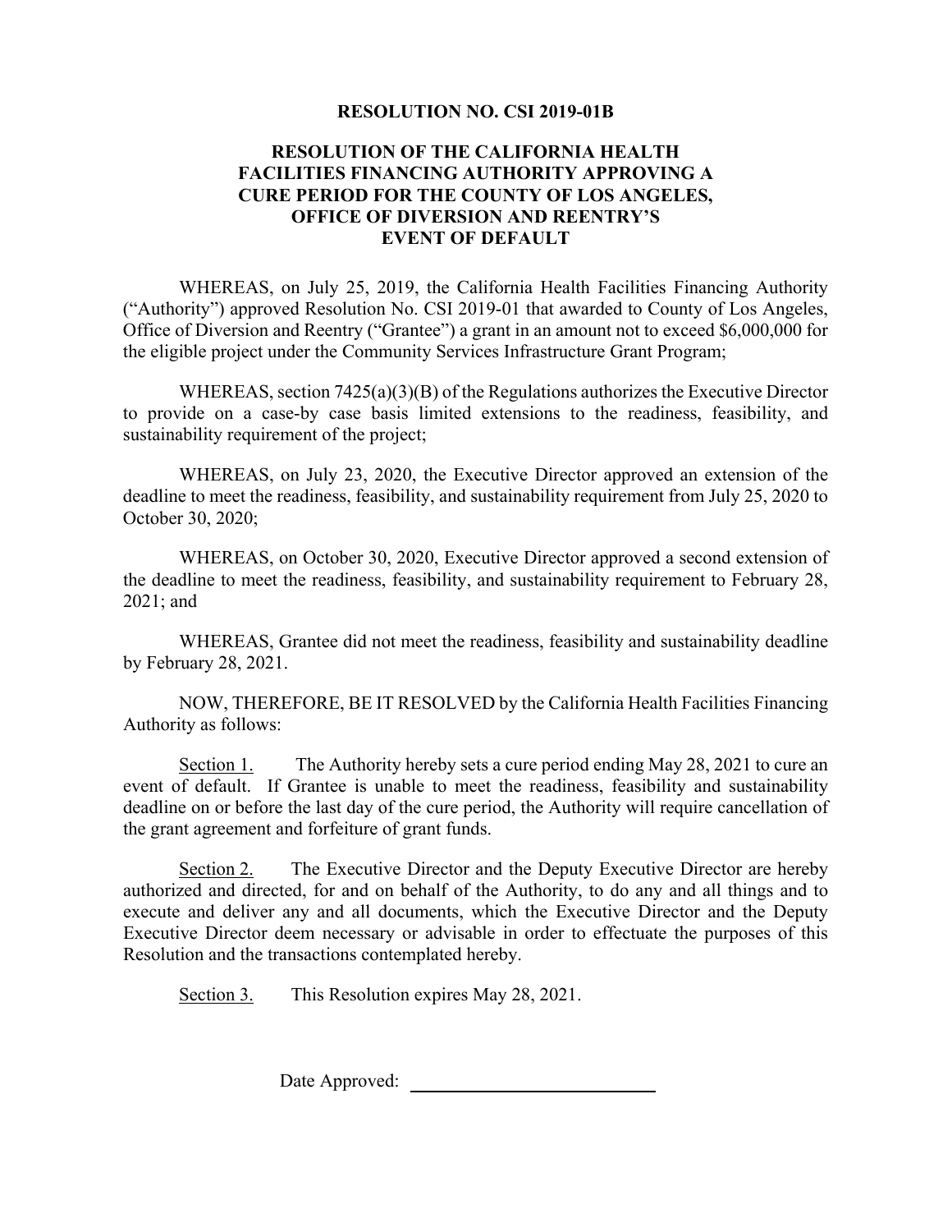**RESOLUTION NO. CSI 2019-01B**

**RESOLUTION OF THE CALIFORNIA HEALTH FACILITIES FINANCING AUTHORITY APPROVING A CURE PERIOD FOR THE COUNTY OF LOS ANGELES, OFFICE OF DIVERSION AND REENTRY'S EVENT OF DEFAULT**

WHEREAS, on July 25, 2019, the California Health Facilities Financing Authority ("Authority") approved Resolution No. CSI 2019-01 that awarded to County of Los Angeles, Office of Diversion and Reentry ("Grantee") a grant in an amount not to exceed $6,000,000 for the eligible project under the Community Services Infrastructure Grant Program;

WHEREAS, section 7425(a)(3)(B) of the Regulations authorizes the Executive Director to provide on a case-by case basis limited extensions to the readiness, feasibility, and sustainability requirement of the project;

WHEREAS, on July 23, 2020, the Executive Director approved an extension of the deadline to meet the readiness, feasibility, and sustainability requirement from July 25, 2020 to October 30, 2020;

WHEREAS, on October 30, 2020, Executive Director approved a second extension of the deadline to meet the readiness, feasibility, and sustainability requirement to February 28, 2021; and

WHEREAS, Grantee did not meet the readiness, feasibility and sustainability deadline by February 28, 2021.

NOW, THEREFORE, BE IT RESOLVED by the California Health Facilities Financing Authority as follows:

Section 1. The Authority hereby sets a cure period ending May 28, 2021 to cure an event of default. If Grantee is unable to meet the readiness, feasibility and sustainability deadline on or before the last day of the cure period, the Authority will require cancellation of the grant agreement and forfeiture of grant funds.

Section 2. The Executive Director and the Deputy Executive Director are hereby authorized and directed, for and on behalf of the Authority, to do any and all things and to execute and deliver any and all documents, which the Executive Director and the Deputy Executive Director deem necessary or advisable in order to effectuate the purposes of this Resolution and the transactions contemplated hereby.

Section 3. This Resolution expires May 28, 2021.

Date Approved: ___________________________